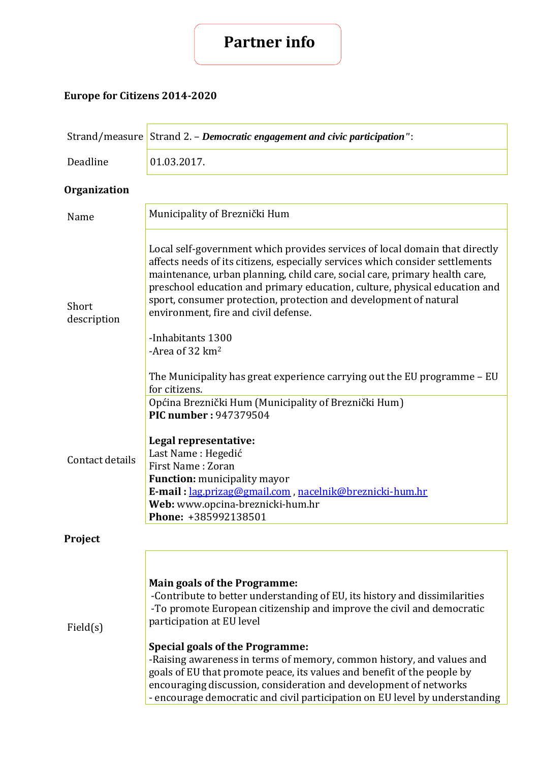# Partner info

**Europe for Citizens 2014-2020**

| Strand/measure | Strand 2. – ***Democratic engagement and civic participation"***: |
|---|---|
| Deadline | 01.03.2017. |

**Organization**

| Name | Municipality of Breznički Hum |
|---|---|
| Short description | Local self-government which provides services of local domain that directly affects needs of its citizens, especially services which consider settlements maintenance, urban planning, child care, social care, primary health care, preschool education and primary education, culture, physical education and sport, consumer protection, protection and development of natural environment, fire and civil defense.<br><br>-Inhabitants 1300<br>-Area of 32 km$^2$<br><br>The Municipality has great experience carrying out the EU programme – EU for citizens. |
| Contact details | Općina Breznički Hum (Municipality of Breznički Hum)<br>**PIC number :** 947379504<br><br>**Legal representative:**<br>Last Name : Hegedić<br>First Name : Zoran<br>**Function:** municipality mayor<br>**E-mail :** lag.prizag@gmail.com , nacelnik@breznicki-hum.hr<br>**Web:** www.opcina-breznicki-hum.hr<br>**Phone:** +385992138501 |

**Project**

| Field(s) | **Main goals of the Programme:**<br>-Contribute to better understanding of EU, its history and dissimilarities<br>-To promote European citizenship and improve the civil and democratic participation at EU level<br><br>**Special goals of the Programme:**<br>-Raising awareness in terms of memory, common history, and values and goals of EU that promote peace, its values and benefit of the people by encouraging discussion, consideration and development of networks<br>- encourage democratic and civil participation on EU level by understanding |
|---|---|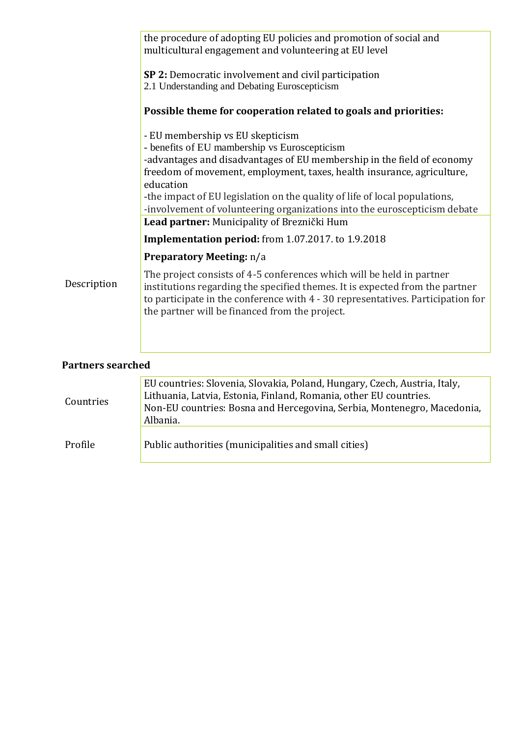| | |
|---|---|
| | the procedure of adopting EU policies and promotion of social and multicultural engagement and volunteering at EU level<br><br>**SP 2:** Democratic involvement and civil participation<br>2.1 Understanding and Debating Euroscepticism<br><br>**Possible theme for cooperation related to goals and priorities:**<br><br>- EU membership vs EU skepticism<br>- benefits of EU mambership vs Euroscepticism<br>-advantages and disadvantages of EU membership in the field of economy freedom of movement, employment, taxes, health insurance, agriculture, education<br>-the impact of EU legislation on the quality of life of local populations,<br>-involvement of volunteering organizations into the euroscepticism debate |
| Description | **Lead partner:** Municipality of Breznički Hum<br><br>**Implementation period:** from 1.07.2017. to 1.9.2018<br><br>**Preparatory Meeting:** n/a<br><br>The project consists of 4-5 conferences which will be held in partner institutions regarding the specified themes. It is expected from the partner to participate in the conference with 4 - 30 representatives. Participation for the partner will be financed from the project. |

## Partners searched

| | |
|---|---|
| Countries | EU countries: Slovenia, Slovakia, Poland, Hungary, Czech, Austria, Italy, Lithuania, Latvia, Estonia, Finland, Romania, other EU countries.<br>Non-EU countries: Bosna and Hercegovina, Serbia, Montenegro, Macedonia, Albania. |
| Profile | Public authorities (municipalities and small cities) |